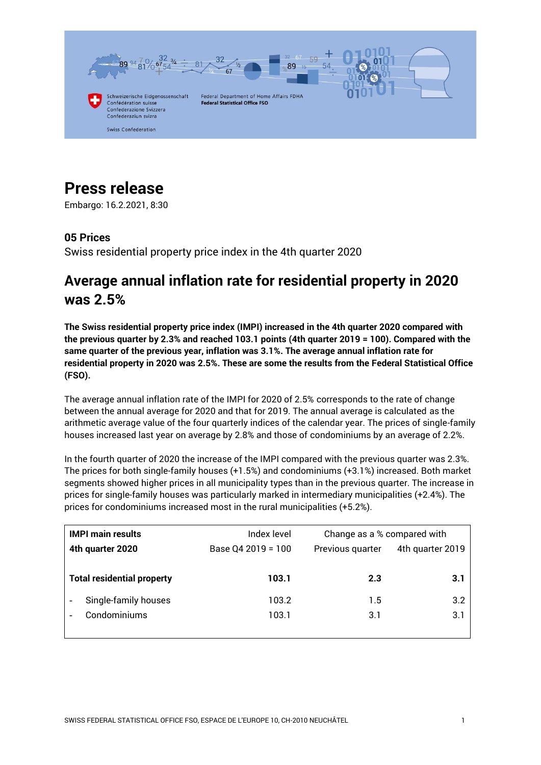# Press release

Embargo: 16.2.2021, 8:30

**05 Prices**

Swiss residential property price index in the 4th quarter 2020

## Average annual inflation rate for residential property in 2020 was 2.5%

**The Swiss residential property price index (IMPI) increased in the 4th quarter 2020 compared with the previous quarter by 2.3% and reached 103.1 points (4th quarter 2019 = 100). Compared with the same quarter of the previous year, inflation was 3.1%. The average annual inflation rate for residential property in 2020 was 2.5%. These are some the results from the Federal Statistical Office (FSO).**

The average annual inflation rate of the IMPI for 2020 of 2.5% corresponds to the rate of change between the annual average for 2020 and that for 2019. The annual average is calculated as the arithmetic average value of the four quarterly indices of the calendar year. The prices of single-family houses increased last year on average by 2.8% and those of condominiums by an average of 2.2%.

In the fourth quarter of 2020 the increase of the IMPI compared with the previous quarter was 2.3%. The prices for both single-family houses (+1.5%) and condominiums (+3.1%) increased. Both market segments showed higher prices in all municipality types than in the previous quarter. The increase in prices for single-family houses was particularly marked in intermediary municipalities (+2.4%). The prices for condominiums increased most in the rural municipalities (+5.2%).

| **IMPI main results** | Index level | Change as a % compared with | |
|---|---|---|---|
| **4th quarter 2020** | Base Q4 2019 = 100 | Previous quarter | 4th quarter 2019 |
| **Total residential property** | **103.1** | **2.3** | **3.1** |
| - Single-family houses | 103.2 | 1.5 | 3.2 |
| - Condominiums | 103.1 | 3.1 | 3.1 |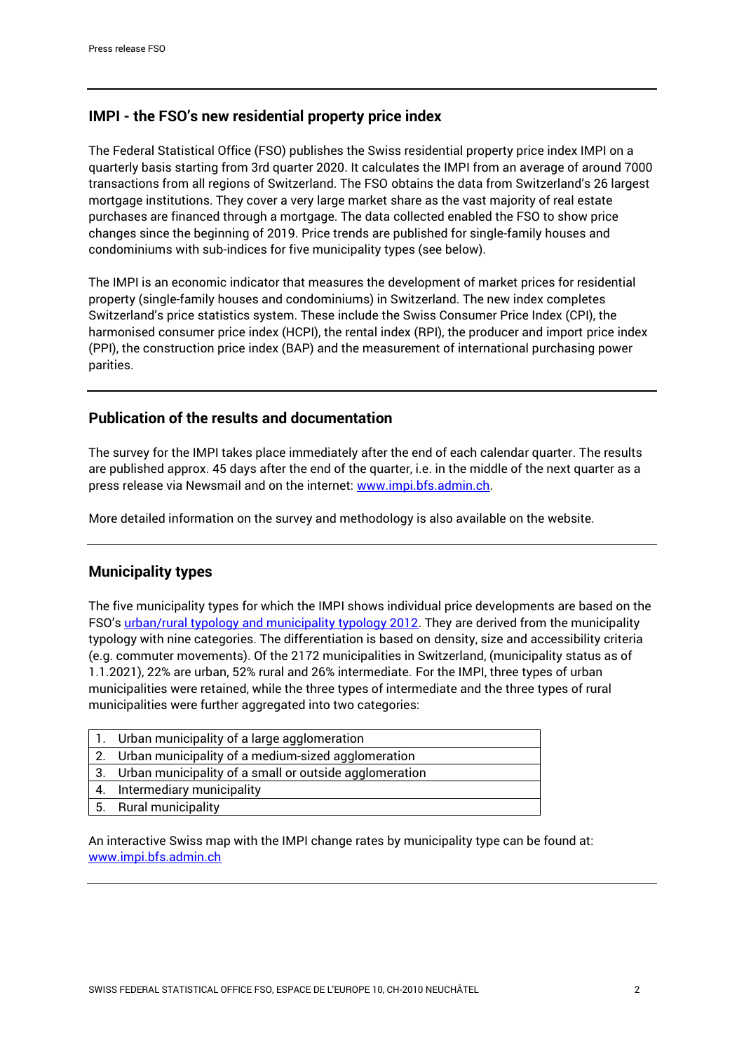## IMPI - the FSO's new residential property price index

The Federal Statistical Office (FSO) publishes the Swiss residential property price index IMPI on a quarterly basis starting from 3rd quarter 2020. It calculates the IMPI from an average of around 7000 transactions from all regions of Switzerland. The FSO obtains the data from Switzerland's 26 largest mortgage institutions. They cover a very large market share as the vast majority of real estate purchases are financed through a mortgage. The data collected enabled the FSO to show price changes since the beginning of 2019. Price trends are published for single-family houses and condominiums with sub-indices for five municipality types (see below).

The IMPI is an economic indicator that measures the development of market prices for residential property (single-family houses and condominiums) in Switzerland. The new index completes Switzerland's price statistics system. These include the Swiss Consumer Price Index (CPI), the harmonised consumer price index (HCPI), the rental index (RPI), the producer and import price index (PPI), the construction price index (BAP) and the measurement of international purchasing power parities.

## Publication of the results and documentation

The survey for the IMPI takes place immediately after the end of each calendar quarter. The results are published approx. 45 days after the end of the quarter, i.e. in the middle of the next quarter as a press release via Newsmail and on the internet: www.impi.bfs.admin.ch.

More detailed information on the survey and methodology is also available on the website.

## Municipality types

The five municipality types for which the IMPI shows individual price developments are based on the FSO's urban/rural typology and municipality typology 2012. They are derived from the municipality typology with nine categories. The differentiation is based on density, size and accessibility criteria (e.g. commuter movements). Of the 2172 municipalities in Switzerland, (municipality status as of 1.1.2021), 22% are urban, 52% rural and 26% intermediate. For the IMPI, three types of urban municipalities were retained, while the three types of intermediate and the three types of rural municipalities were further aggregated into two categories:

| | |
|---|---|
| 1. | Urban municipality of a large agglomeration |
| 2. | Urban municipality of a medium-sized agglomeration |
| 3. | Urban municipality of a small or outside agglomeration |
| 4. | Intermediary municipality |
| 5. | Rural municipality |

An interactive Swiss map with the IMPI change rates by municipality type can be found at: www.impi.bfs.admin.ch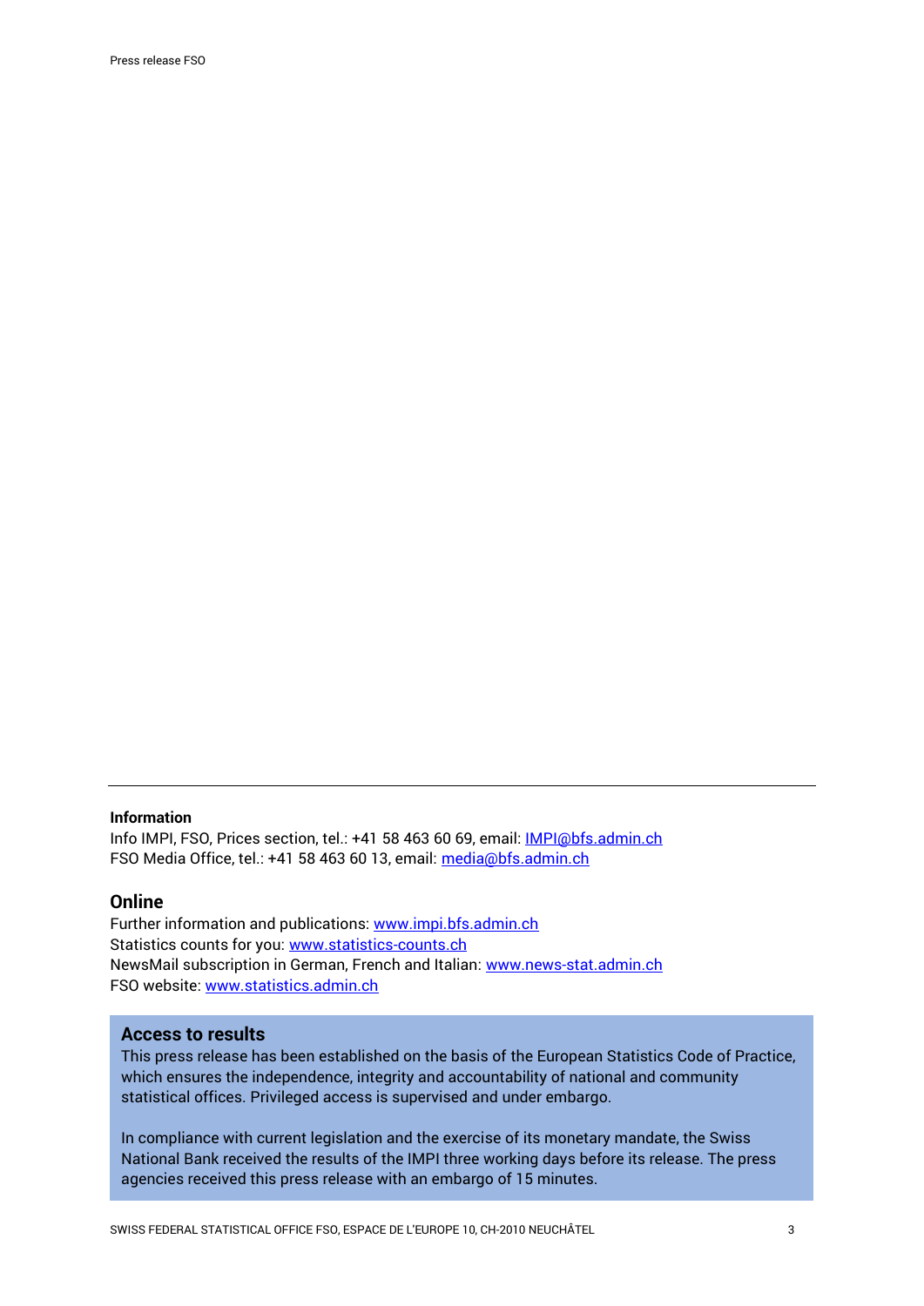**Information**

Info IMPI, FSO, Prices section, tel.: +41 58 463 60 69, email: IMPI@bfs.admin.ch
FSO Media Office, tel.: +41 58 463 60 13, email: media@bfs.admin.ch

## Online

Further information and publications: www.impi.bfs.admin.ch
Statistics counts for you: www.statistics-counts.ch
NewsMail subscription in German, French and Italian: www.news-stat.admin.ch
FSO website: www.statistics.admin.ch

### Access to results

This press release has been established on the basis of the European Statistics Code of Practice, which ensures the independence, integrity and accountability of national and community statistical offices. Privileged access is supervised and under embargo.

In compliance with current legislation and the exercise of its monetary mandate, the Swiss National Bank received the results of the IMPI three working days before its release. The press agencies received this press release with an embargo of 15 minutes.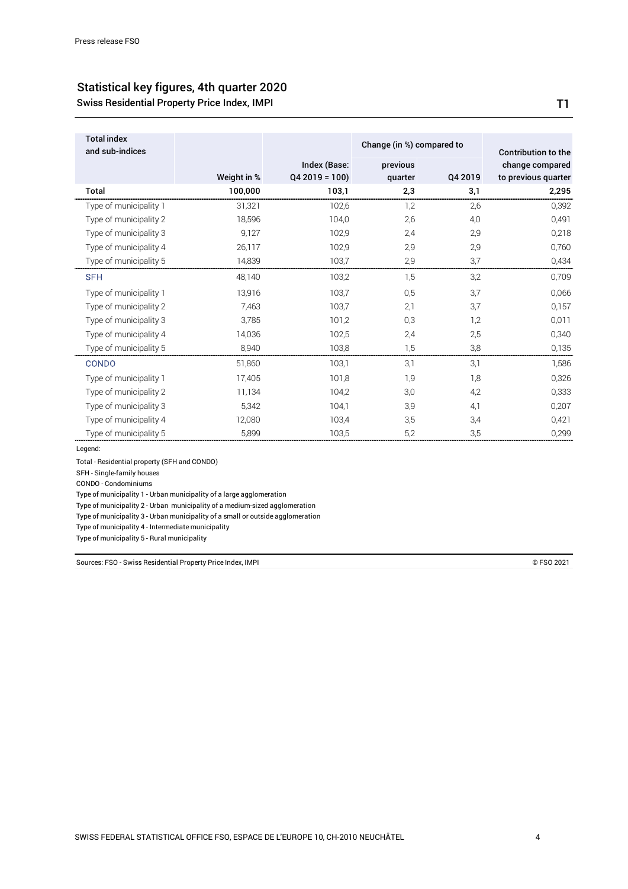## Statistical key figures, 4th quarter 2020

### Swiss Residential Property Price Index, IMPI

T1

| Total index and sub-indices | Weight in % | Index (Base: Q4 2019 = 100) | Change (in %) compared to previous quarter | Change (in %) compared to Q4 2019 | Contribution to the change compared to previous quarter |
|---|---|---|---|---|---|
| **Total** | **100,000** | **103,1** | **2,3** | **3,1** | **2,295** |
| Type of municipality 1 | 31,321 | 102,6 | 1,2 | 2,6 | 0,392 |
| Type of municipality 2 | 18,596 | 104,0 | 2,6 | 4,0 | 0,491 |
| Type of municipality 3 | 9,127 | 102,9 | 2,4 | 2,9 | 0,218 |
| Type of municipality 4 | 26,117 | 102,9 | 2,9 | 2,9 | 0,760 |
| Type of municipality 5 | 14,839 | 103,7 | 2,9 | 3,7 | 0,434 |
| SFH | 48,140 | 103,2 | 1,5 | 3,2 | 0,709 |
| Type of municipality 1 | 13,916 | 103,7 | 0,5 | 3,7 | 0,066 |
| Type of municipality 2 | 7,463 | 103,7 | 2,1 | 3,7 | 0,157 |
| Type of municipality 3 | 3,785 | 101,2 | 0,3 | 1,2 | 0,011 |
| Type of municipality 4 | 14,036 | 102,5 | 2,4 | 2,5 | 0,340 |
| Type of municipality 5 | 8,940 | 103,8 | 1,5 | 3,8 | 0,135 |
| CONDO | 51,860 | 103,1 | 3,1 | 3,1 | 1,586 |
| Type of municipality 1 | 17,405 | 101,8 | 1,9 | 1,8 | 0,326 |
| Type of municipality 2 | 11,134 | 104,2 | 3,0 | 4,2 | 0,333 |
| Type of municipality 3 | 5,342 | 104,1 | 3,9 | 4,1 | 0,207 |
| Type of municipality 4 | 12,080 | 103,4 | 3,5 | 3,4 | 0,421 |
| Type of municipality 5 | 5,899 | 103,5 | 5,2 | 3,5 | 0,299 |

Legend:

Total - Residential property (SFH and CONDO)

SFH - Single-family houses

CONDO - Condominiums

Type of municipality 1 - Urban municipality of a large agglomeration

Type of municipality 2 - Urban municipality of a medium-sized agglomeration

Type of municipality 3 - Urban municipality of a small or outside agglomeration

Type of municipality 4 - Intermediate municipality

Type of municipality 5 - Rural municipality

Sources: FSO - Swiss Residential Property Price Index, IMPI © FSO 2021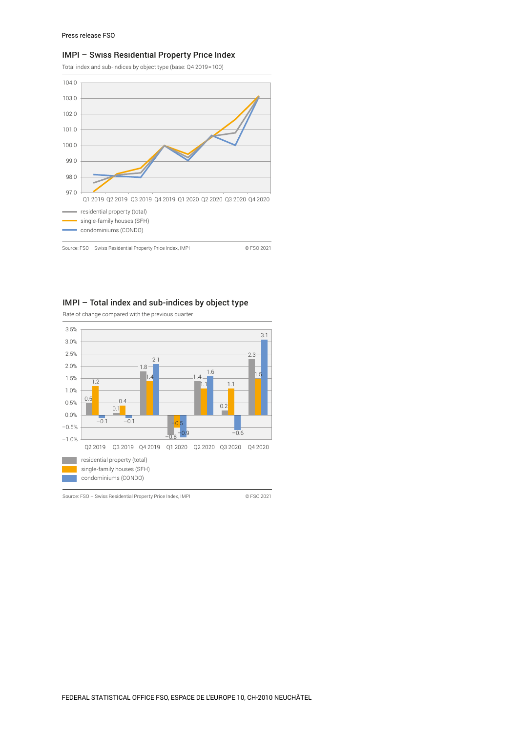## IMPI – Swiss Residential Property Price Index

Total index and sub-indices by object type (base: Q4 2019 = 100)

residential property (total)
single-family houses (SFH)
condominiums (CONDO)

Source: FSO – Swiss Residential Property Price Index, IMPI © FSO 2021

## IMPI – Total index and sub-indices by object type

Rate of change compared with the previous quarter

| | Q2 2019 | Q3 2019 | Q4 2019 | Q1 2020 | Q2 2020 | Q3 2020 | Q4 2020 |
|---|---|---|---|---|---|---|---|
| residential property (total) | 0.5 | 0.1 | 1.8 | −0.8 | 1.4 | 0.2 | 2.3 |
| single-family houses (SFH) | 1.2 | 0.4 | 1.4 | −0.5 | 1.1 | 1.1 | 1.5 |
| condominiums (CONDO) | −0.1 | −0.1 | 2.1 | −0.9 | 1.6 | −0.6 | 3.1 |

Source: FSO – Swiss Residential Property Price Index, IMPI © FSO 2021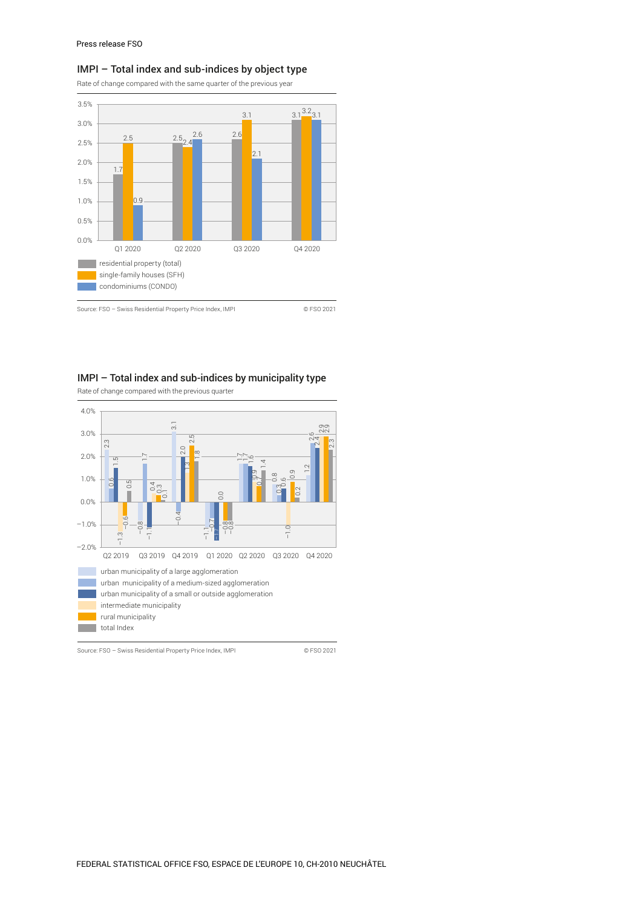## IMPI – Total index and sub-indices by object type

Rate of change compared with the same quarter of the previous year

| | Q1 2020 | Q2 2020 | Q3 2020 | Q4 2020 |
|---|---|---|---|---|
| residential property (total) | 1.7 | 2.5 | 2.6 | 3.1 |
| single-family houses (SFH) | 2.5 | 2.4 | 3.1 | 3.2 |
| condominiums (CONDO) | 0.9 | 2.6 | 2.1 | 3.1 |

Source: FSO – Swiss Residential Property Price Index, IMPI

© FSO 2021

## IMPI – Total index and sub-indices by municipality type

Rate of change compared with the previous quarter

| | Q2 2019 | Q3 2019 | Q4 2019 | Q1 2020 | Q2 2020 | Q3 2020 | Q4 2020 |
|---|---|---|---|---|---|---|---|
| urban municipality of a large agglomeration | 2.3 | –0.8 | 3.1 | –1.1 | 1.7 | 0.8 | 1.2 |
| urban municipality of a medium-sized agglomeration | 0.6 | 1.7 | –0.4 | –0.7 | 1.7 | 0.3 | 2.6 |
| urban municipality of a small or outside agglomeration | 1.5 | –1.1 | 2.0 | –1.7 | 1.6 | 0.6 | 2.4 |
| intermediate municipality | –1.3 | 0.4 | 1.3 | 0.0 | 0.9 | –1.0 | 2.9 |
| rural municipality | –0.6 | 0.3 | 2.5 | –0.8 | 0.7 | 0.9 | 2.9 |
| total Index | 0.5 | 0.1 | 1.8 | –0.8 | 1.4 | 0.2 | 2.3 |

Source: FSO – Swiss Residential Property Price Index, IMPI

© FSO 2021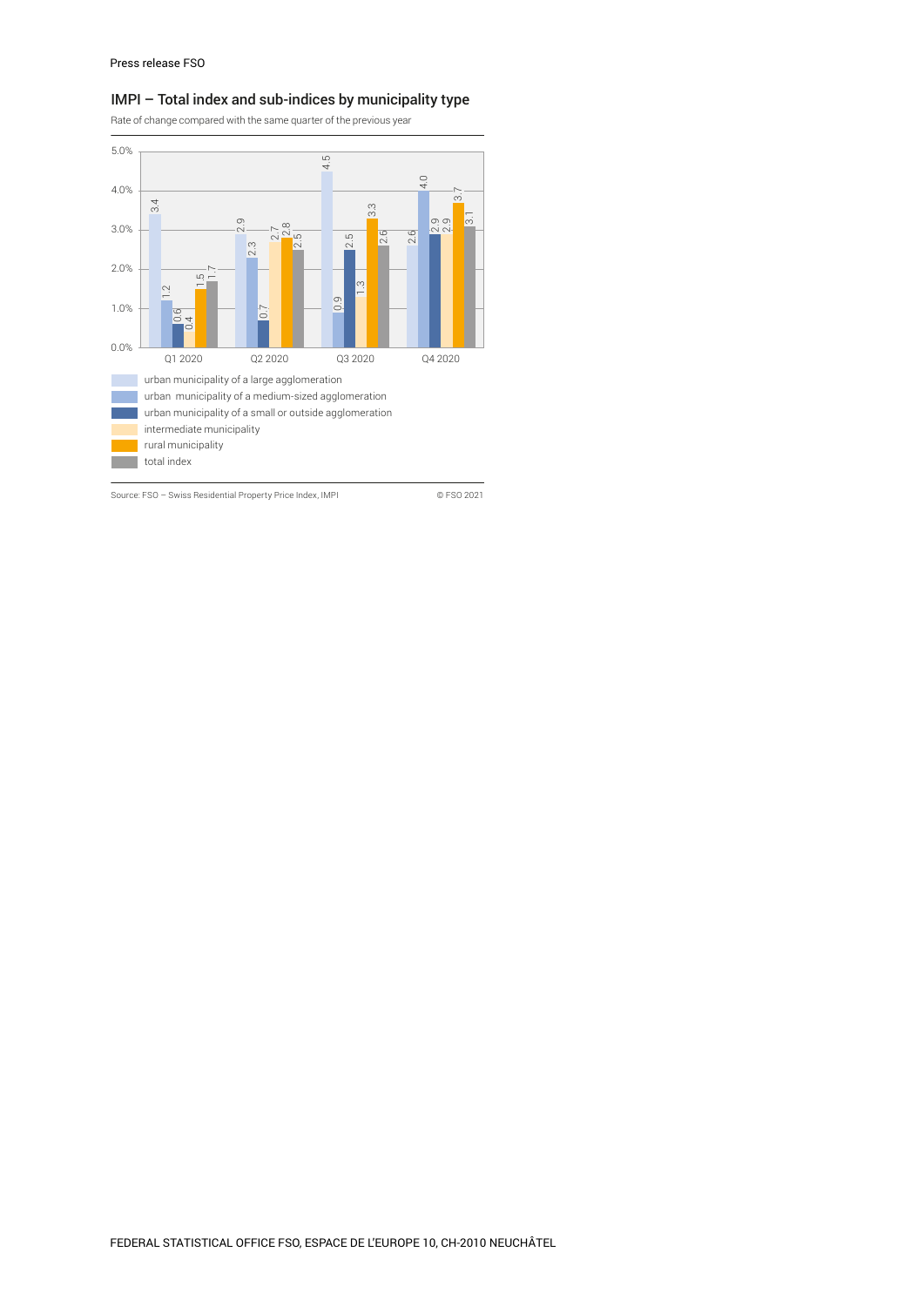## IMPI – Total index and sub-indices by municipality type

Rate of change compared with the same quarter of the previous year

5.0%
4.0%
3.0%
2.0%
1.0%
0.0%

Q1 2020: 3.4, 1.2, 0.6, 0.4, 1.5, 1.7
Q2 2020: 2.9, 2.3, 0.7, 2.7, 2.8, 2.5
Q3 2020: 4.5, 0.9, 2.5, 1.3, 3.3, 2.6
Q4 2020: 2.6, 4.0, 2.9, 2.9, 3.7, 3.1

- urban municipality of a large agglomeration
- urban municipality of a medium-sized agglomeration
- urban municipality of a small or outside agglomeration
- intermediate municipality
- rural municipality
- total index

Source: FSO – Swiss Residential Property Price Index, IMPI © FSO 2021

FEDERAL STATISTICAL OFFICE FSO, ESPACE DE L'EUROPE 10, CH-2010 NEUCHÂTEL